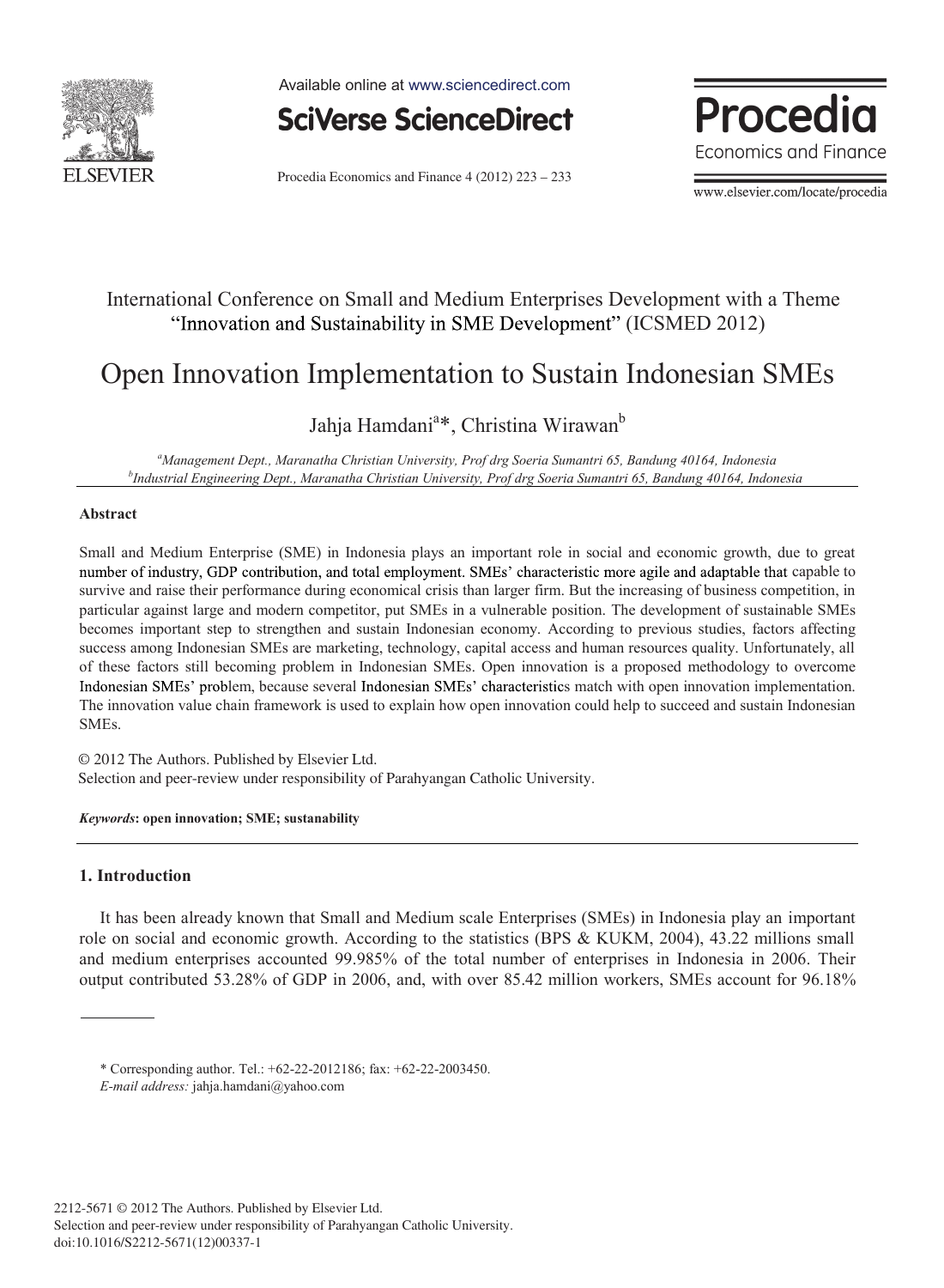International Conference on Small and Medium Enterprises Development with a Theme "Innovation and Sustainability in SME Development" (ICSMED 2012)

# Open Innovation Implementation to Sustain Indonesian SMEs

Jahja Hamdani[a]*, Christina Wirawan[b]

[a]*Management Dept., Maranatha Christian University, Prof drg Soeria Sumantri 65, Bandung 40164, Indonesia*
[b]*Industrial Engineering Dept., Maranatha Christian University, Prof drg Soeria Sumantri 65, Bandung 40164, Indonesia*

### Abstract

Small and Medium Enterprise (SME) in Indonesia plays an important role in social and economic growth, due to great number of industry, GDP contribution, and total employment. SMEs' characteristic more agile and adaptable that capable to survive and raise their performance during economical crisis than larger firm. But the increasing of business competition, in particular against large and modern competitor, put SMEs in a vulnerable position. The development of sustainable SMEs becomes important step to strengthen and sustain Indonesian economy. According to previous studies, factors affecting success among Indonesian SMEs are marketing, technology, capital access and human resources quality. Unfortunately, all of these factors still becoming problem in Indonesian SMEs. Open innovation is a proposed methodology to overcome Indonesian SMEs' problem, because several Indonesian SMEs' characteristics match with open innovation implementation. The innovation value chain framework is used to explain how open innovation could help to succeed and sustain Indonesian SMEs.

© 2012 The Authors. Published by Elsevier Ltd.
Selection and peer-review under responsibility of Parahyangan Catholic University.

***Keywords*: open innovation; SME; sustanability**

## 1. Introduction

It has been already known that Small and Medium scale Enterprises (SMEs) in Indonesia play an important role on social and economic growth. According to the statistics (BPS & KUKM, 2004), 43.22 millions small and medium enterprises accounted 99.985% of the total number of enterprises in Indonesia in 2006. Their output contributed 53.28% of GDP in 2006, and, with over 85.42 million workers, SMEs account for 96.18%

\* Corresponding author. Tel.: +62-22-2012186; fax: +62-22-2003450.
*E-mail address:* jahja.hamdani@yahoo.com

2212-5671 © 2012 The Authors. Published by Elsevier Ltd.
Selection and peer-review under responsibility of Parahyangan Catholic University.
doi:10.1016/S2212-5671(12)00337-1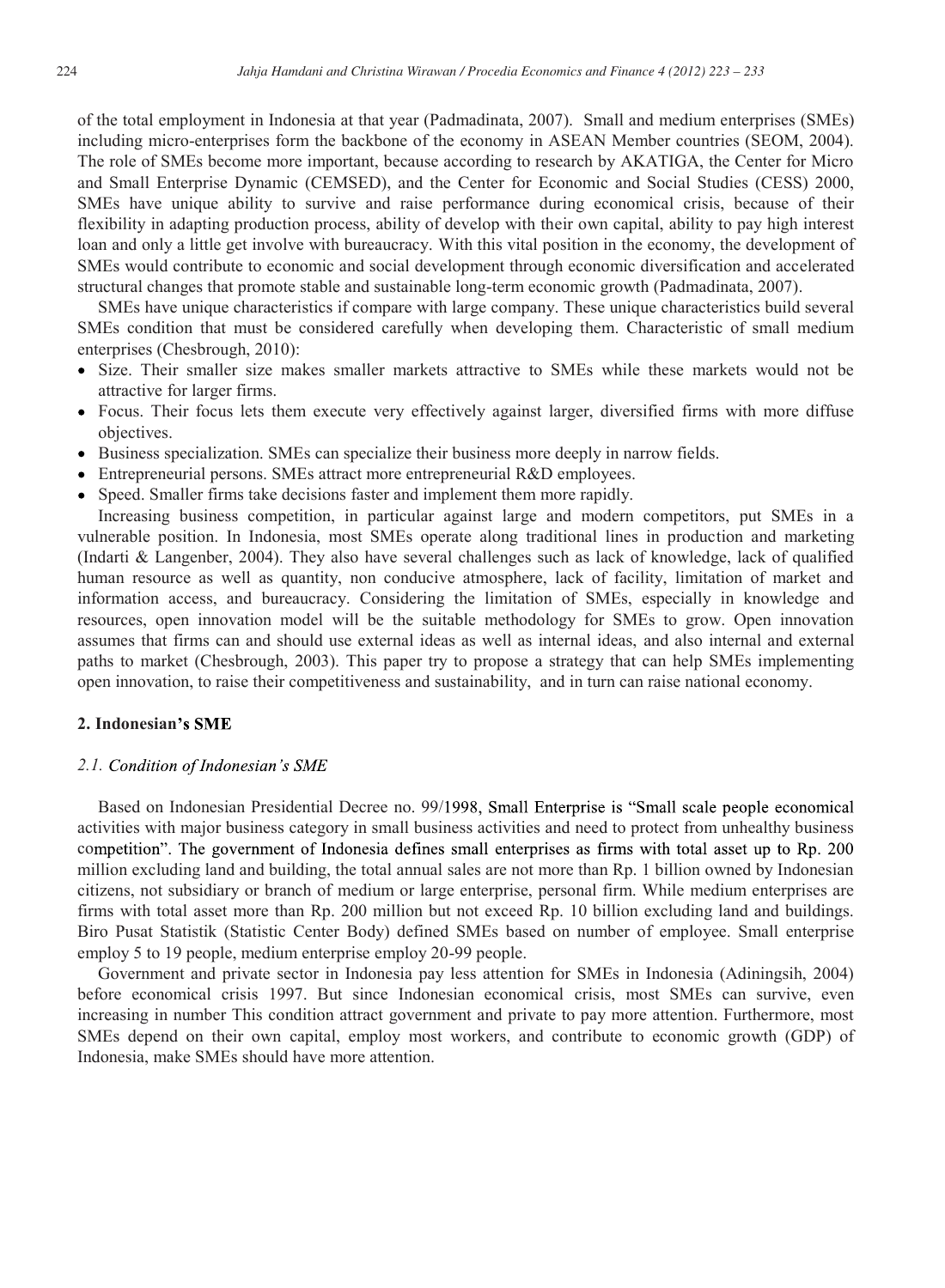of the total employment in Indonesia at that year (Padmadinata, 2007). Small and medium enterprises (SMEs) including micro-enterprises form the backbone of the economy in ASEAN Member countries (SEOM, 2004). The role of SMEs become more important, because according to research by AKATIGA, the Center for Micro and Small Enterprise Dynamic (CEMSED), and the Center for Economic and Social Studies (CESS) 2000, SMEs have unique ability to survive and raise performance during economical crisis, because of their flexibility in adapting production process, ability of develop with their own capital, ability to pay high interest loan and only a little get involve with bureaucracy. With this vital position in the economy, the development of SMEs would contribute to economic and social development through economic diversification and accelerated structural changes that promote stable and sustainable long-term economic growth (Padmadinata, 2007).

SMEs have unique characteristics if compare with large company. These unique characteristics build several SMEs condition that must be considered carefully when developing them. Characteristic of small medium enterprises (Chesbrough, 2010):

- Size. Their smaller size makes smaller markets attractive to SMEs while these markets would not be attractive for larger firms.
- Focus. Their focus lets them execute very effectively against larger, diversified firms with more diffuse objectives.
- Business specialization. SMEs can specialize their business more deeply in narrow fields.
- Entrepreneurial persons. SMEs attract more entrepreneurial R&D employees.
- Speed. Smaller firms take decisions faster and implement them more rapidly.

Increasing business competition, in particular against large and modern competitors, put SMEs in a vulnerable position. In Indonesia, most SMEs operate along traditional lines in production and marketing (Indarti & Langenber, 2004). They also have several challenges such as lack of knowledge, lack of qualified human resource as well as quantity, non conducive atmosphere, lack of facility, limitation of market and information access, and bureaucracy. Considering the limitation of SMEs, especially in knowledge and resources, open innovation model will be the suitable methodology for SMEs to grow. Open innovation assumes that firms can and should use external ideas as well as internal ideas, and also internal and external paths to market (Chesbrough, 2003). This paper try to propose a strategy that can help SMEs implementing open innovation, to raise their competitiveness and sustainability, and in turn can raise national economy.

## 2. Indonesian's SME

### *2.1. Condition of Indonesian's SME*

Based on Indonesian Presidential Decree no. 99/1998, Small Enterprise is "Small scale people economical activities with major business category in small business activities and need to protect from unhealthy business competition". The government of Indonesia defines small enterprises as firms with total asset up to Rp. 200 million excluding land and building, the total annual sales are not more than Rp. 1 billion owned by Indonesian citizens, not subsidiary or branch of medium or large enterprise, personal firm. While medium enterprises are firms with total asset more than Rp. 200 million but not exceed Rp. 10 billion excluding land and buildings. Biro Pusat Statistik (Statistic Center Body) defined SMEs based on number of employee. Small enterprise employ 5 to 19 people, medium enterprise employ 20-99 people.

Government and private sector in Indonesia pay less attention for SMEs in Indonesia (Adiningsih, 2004) before economical crisis 1997. But since Indonesian economical crisis, most SMEs can survive, even increasing in number This condition attract government and private to pay more attention. Furthermore, most SMEs depend on their own capital, employ most workers, and contribute to economic growth (GDP) of Indonesia, make SMEs should have more attention.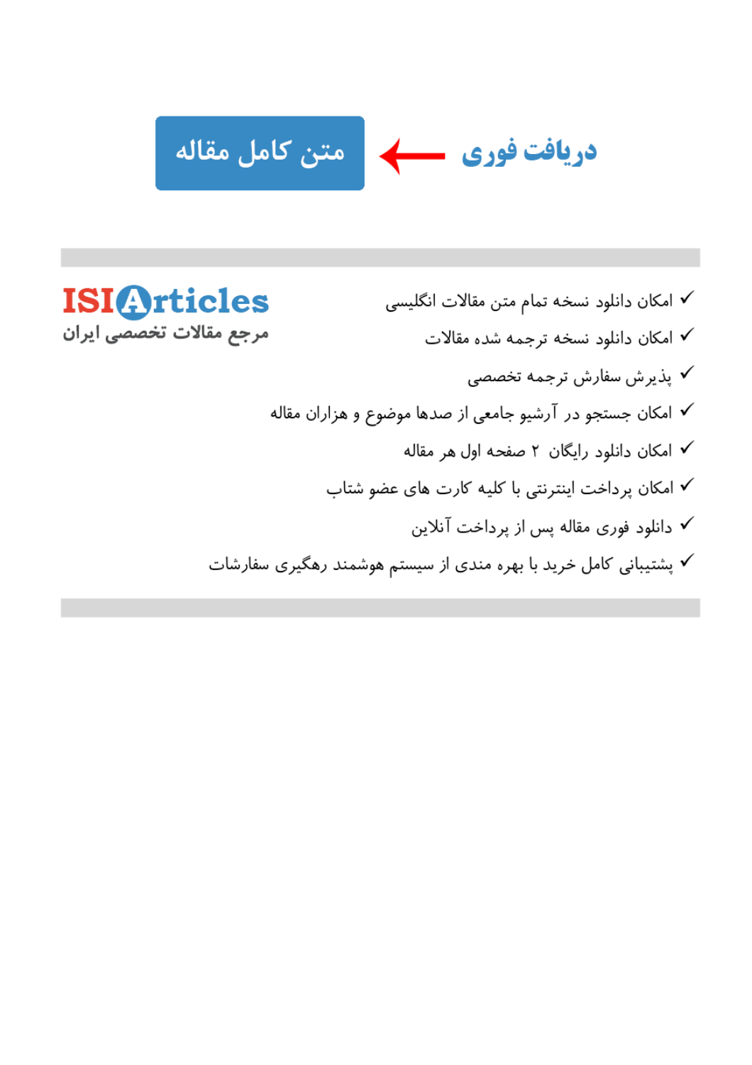دریافت فوری ← متن کامل مقاله

**ISIArticles**
مرجع مقالات تخصصی ایران

- ✓ امکان دانلود نسخه تمام متن مقالات انگلیسی
- ✓ امکان دانلود نسخه ترجمه شده مقالات
- ✓ پذیرش سفارش ترجمه تخصصی
- ✓ امکان جستجو در آرشیو جامعی از صدها موضوع و هزاران مقاله
- ✓ امکان دانلود رایگان ۲ صفحه اول هر مقاله
- ✓ امکان پرداخت اینترنتی با کلیه کارت های عضو شتاب
- ✓ دانلود فوری مقاله پس از پرداخت آنلاین
- ✓ پشتیبانی کامل خرید با بهره مندی از سیستم هوشمند رهگیری سفارشات